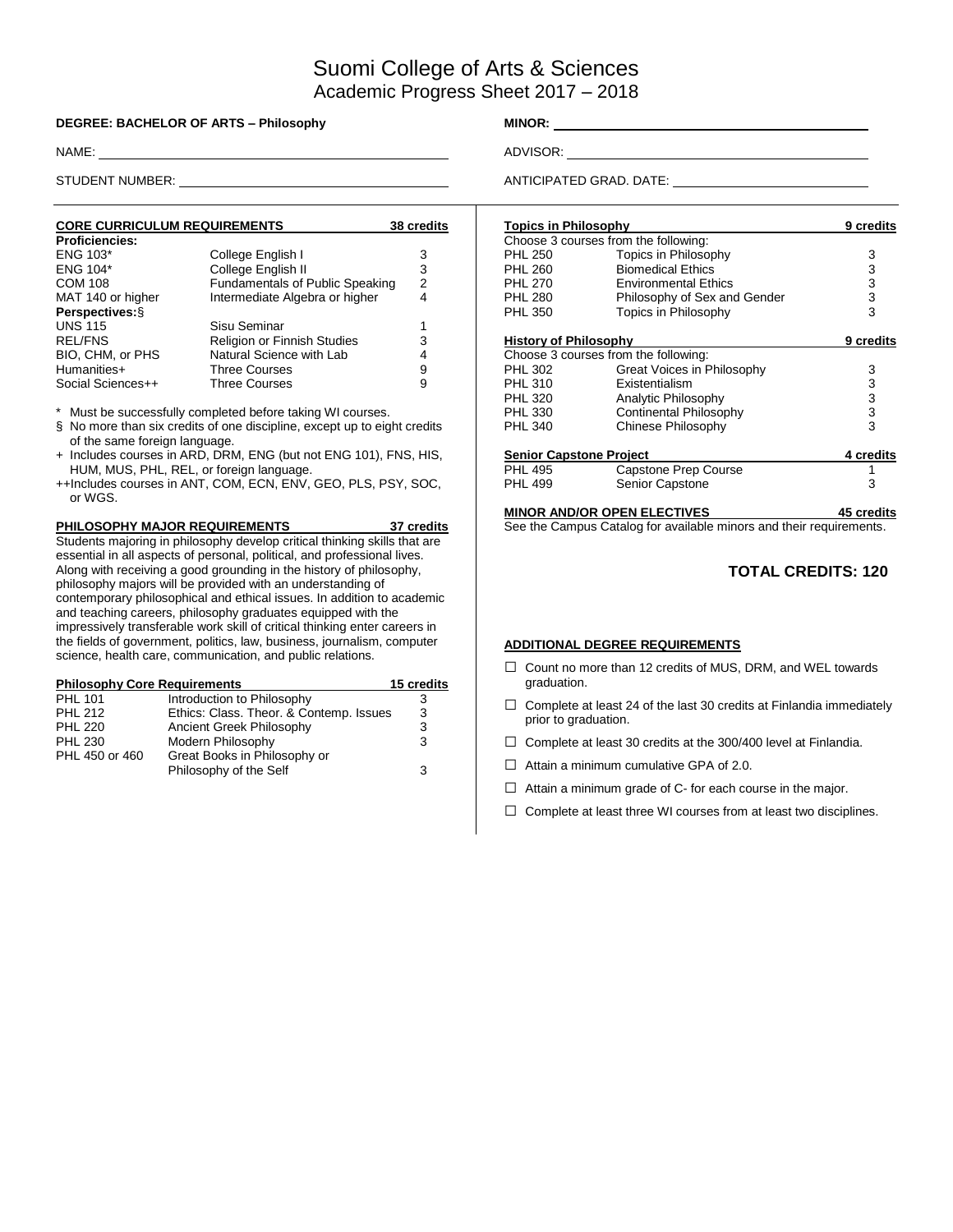# Suomi College of Arts & Sciences
## Academic Progress Sheet 2017 – 2018

**DEGREE: BACHELOR OF ARTS – Philosophy**

NAME: ______________________________

STUDENT NUMBER: ______________________________

**MINOR:** ______________________________

ADVISOR: ______________________________

ANTICIPATED GRAD. DATE: ______________________________

### CORE CURRICULUM REQUIREMENTS — 38 credits

| Course | Title | Credits |
|---|---|---|
| **Proficiencies:** | | |
| ENG 103* | College English I | 3 |
| ENG 104* | College English II | 3 |
| COM 108 | Fundamentals of Public Speaking | 2 |
| MAT 140 or higher | Intermediate Algebra or higher | 4 |
| **Perspectives:§** | | |
| UNS 115 | Sisu Seminar | 1 |
| REL/FNS | Religion or Finnish Studies | 3 |
| BIO, CHM, or PHS | Natural Science with Lab | 4 |
| Humanities+ | Three Courses | 9 |
| Social Sciences++ | Three Courses | 9 |

\* Must be successfully completed before taking WI courses.

§ No more than six credits of one discipline, except up to eight credits of the same foreign language.

\+ Includes courses in ARD, DRM, ENG (but not ENG 101), FNS, HIS, HUM, MUS, PHL, REL, or foreign language.

++Includes courses in ANT, COM, ECN, ENV, GEO, PLS, PSY, SOC, or WGS.

### PHILOSOPHY MAJOR REQUIREMENTS — 37 credits

Students majoring in philosophy develop critical thinking skills that are essential in all aspects of personal, political, and professional lives. Along with receiving a good grounding in the history of philosophy, philosophy majors will be provided with an understanding of contemporary philosophical and ethical issues. In addition to academic and teaching careers, philosophy graduates equipped with the impressively transferable work skill of critical thinking enter careers in the fields of government, politics, law, business, journalism, computer science, health care, communication, and public relations.

#### Philosophy Core Requirements — 15 credits

| Course | Title | Credits |
|---|---|---|
| PHL 101 | Introduction to Philosophy | 3 |
| PHL 212 | Ethics: Class. Theor. & Contemp. Issues | 3 |
| PHL 220 | Ancient Greek Philosophy | 3 |
| PHL 230 | Modern Philosophy | 3 |
| PHL 450 or 460 | Great Books in Philosophy or Philosophy of the Self | 3 |

#### Topics in Philosophy — 9 credits

Choose 3 courses from the following:

| Course | Title | Credits |
|---|---|---|
| PHL 250 | Topics in Philosophy | 3 |
| PHL 260 | Biomedical Ethics | 3 |
| PHL 270 | Environmental Ethics | 3 |
| PHL 280 | Philosophy of Sex and Gender | 3 |
| PHL 350 | Topics in Philosophy | 3 |

#### History of Philosophy — 9 credits

Choose 3 courses from the following:

| Course | Title | Credits |
|---|---|---|
| PHL 302 | Great Voices in Philosophy | 3 |
| PHL 310 | Existentialism | 3 |
| PHL 320 | Analytic Philosophy | 3 |
| PHL 330 | Continental Philosophy | 3 |
| PHL 340 | Chinese Philosophy | 3 |

#### Senior Capstone Project — 4 credits

| Course | Title | Credits |
|---|---|---|
| PHL 495 | Capstone Prep Course | 1 |
| PHL 499 | Senior Capstone | 3 |

### MINOR AND/OR OPEN ELECTIVES — 45 credits

See the Campus Catalog for available minors and their requirements.

**TOTAL CREDITS: 120**

### ADDITIONAL DEGREE REQUIREMENTS

- ☐ Count no more than 12 credits of MUS, DRM, and WEL towards graduation.
- ☐ Complete at least 24 of the last 30 credits at Finlandia immediately prior to graduation.
- ☐ Complete at least 30 credits at the 300/400 level at Finlandia.
- ☐ Attain a minimum cumulative GPA of 2.0.
- ☐ Attain a minimum grade of C- for each course in the major.
- ☐ Complete at least three WI courses from at least two disciplines.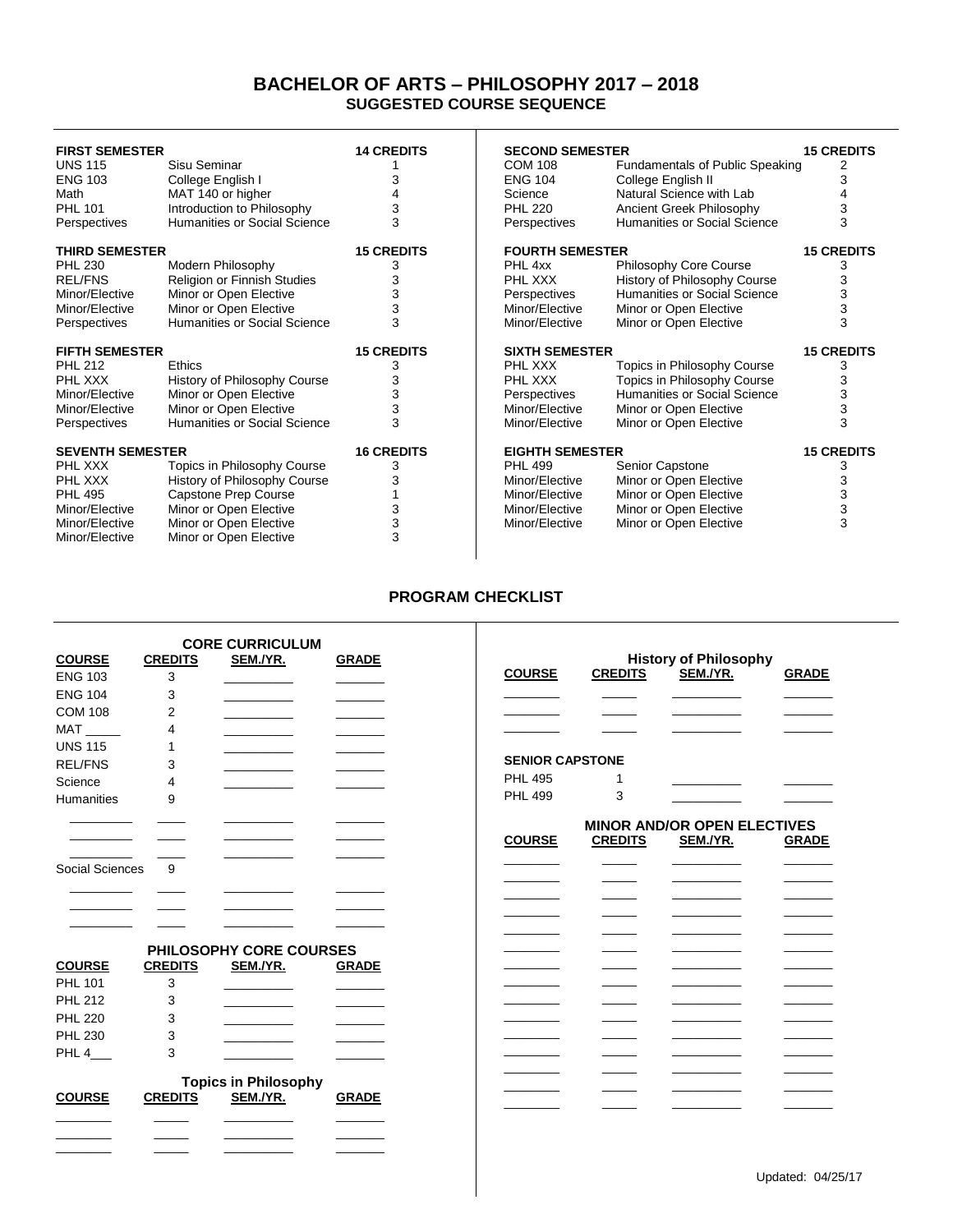# BACHELOR OF ARTS – PHILOSOPHY 2017 – 2018

## SUGGESTED COURSE SEQUENCE

| FIRST SEMESTER | | 14 CREDITS |
|---|---|---|
| UNS 115 | Sisu Seminar | 1 |
| ENG 103 | College English I | 3 |
| Math | MAT 140 or higher | 4 |
| PHL 101 | Introduction to Philosophy | 3 |
| Perspectives | Humanities or Social Science | 3 |

| SECOND SEMESTER | | 15 CREDITS |
|---|---|---|
| COM 108 | Fundamentals of Public Speaking | 2 |
| ENG 104 | College English II | 3 |
| Science | Natural Science with Lab | 4 |
| PHL 220 | Ancient Greek Philosophy | 3 |
| Perspectives | Humanities or Social Science | 3 |

| THIRD SEMESTER | | 15 CREDITS |
|---|---|---|
| PHL 230 | Modern Philosophy | 3 |
| REL/FNS | Religion or Finnish Studies | 3 |
| Minor/Elective | Minor or Open Elective | 3 |
| Minor/Elective | Minor or Open Elective | 3 |
| Perspectives | Humanities or Social Science | 3 |

| FOURTH SEMESTER | | 15 CREDITS |
|---|---|---|
| PHL 4xx | Philosophy Core Course | 3 |
| PHL XXX | History of Philosophy Course | 3 |
| Perspectives | Humanities or Social Science | 3 |
| Minor/Elective | Minor or Open Elective | 3 |
| Minor/Elective | Minor or Open Elective | 3 |

| FIFTH SEMESTER | | 15 CREDITS |
|---|---|---|
| PHL 212 | Ethics | 3 |
| PHL XXX | History of Philosophy Course | 3 |
| Minor/Elective | Minor or Open Elective | 3 |
| Minor/Elective | Minor or Open Elective | 3 |
| Perspectives | Humanities or Social Science | 3 |

| SIXTH SEMESTER | | 15 CREDITS |
|---|---|---|
| PHL XXX | Topics in Philosophy Course | 3 |
| PHL XXX | Topics in Philosophy Course | 3 |
| Perspectives | Humanities or Social Science | 3 |
| Minor/Elective | Minor or Open Elective | 3 |
| Minor/Elective | Minor or Open Elective | 3 |

| SEVENTH SEMESTER | | 16 CREDITS |
|---|---|---|
| PHL XXX | Topics in Philosophy Course | 3 |
| PHL XXX | History of Philosophy Course | 3 |
| PHL 495 | Capstone Prep Course | 1 |
| Minor/Elective | Minor or Open Elective | 3 |
| Minor/Elective | Minor or Open Elective | 3 |
| Minor/Elective | Minor or Open Elective | 3 |

| EIGHTH SEMESTER | | 15 CREDITS |
|---|---|---|
| PHL 499 | Senior Capstone | 3 |
| Minor/Elective | Minor or Open Elective | 3 |
| Minor/Elective | Minor or Open Elective | 3 |
| Minor/Elective | Minor or Open Elective | 3 |
| Minor/Elective | Minor or Open Elective | 3 |

## PROGRAM CHECKLIST

### CORE CURRICULUM

| COURSE | CREDITS | SEM./YR. | GRADE |
|---|---|---|---|
| ENG 103 | 3 | | |
| ENG 104 | 3 | | |
| COM 108 | 2 | | |
| MAT _____ | 4 | | |
| UNS 115 | 1 | | |
| REL/FNS | 3 | | |
| Science | 4 | | |
| Humanities | 9 | | |
| | | | |
| | | | |
| | | | |
| Social Sciences | 9 | | |
| | | | |
| | | | |
| | | | |

### PHILOSOPHY CORE COURSES

| COURSE | CREDITS | SEM./YR. | GRADE |
|---|---|---|---|
| PHL 101 | 3 | | |
| PHL 212 | 3 | | |
| PHL 220 | 3 | | |
| PHL 230 | 3 | | |
| PHL 4___ | 3 | | |

### Topics in Philosophy

| COURSE | CREDITS | SEM./YR. | GRADE |
|---|---|---|---|
| | | | |
| | | | |
| | | | |

### History of Philosophy

| COURSE | CREDITS | SEM./YR. | GRADE |
|---|---|---|---|
| | | | |
| | | | |
| | | | |

### SENIOR CAPSTONE

| COURSE | CREDITS | SEM./YR. | GRADE |
|---|---|---|---|
| PHL 495 | 1 | | |
| PHL 499 | 3 | | |

### MINOR AND/OR OPEN ELECTIVES

| COURSE | CREDITS | SEM./YR. | GRADE |
|---|---|---|---|
| | | | |
| | | | |
| | | | |
| | | | |
| | | | |
| | | | |
| | | | |
| | | | |
| | | | |
| | | | |
| | | | |
| | | | |
| | | | |
| | | | |

Updated: 04/25/17